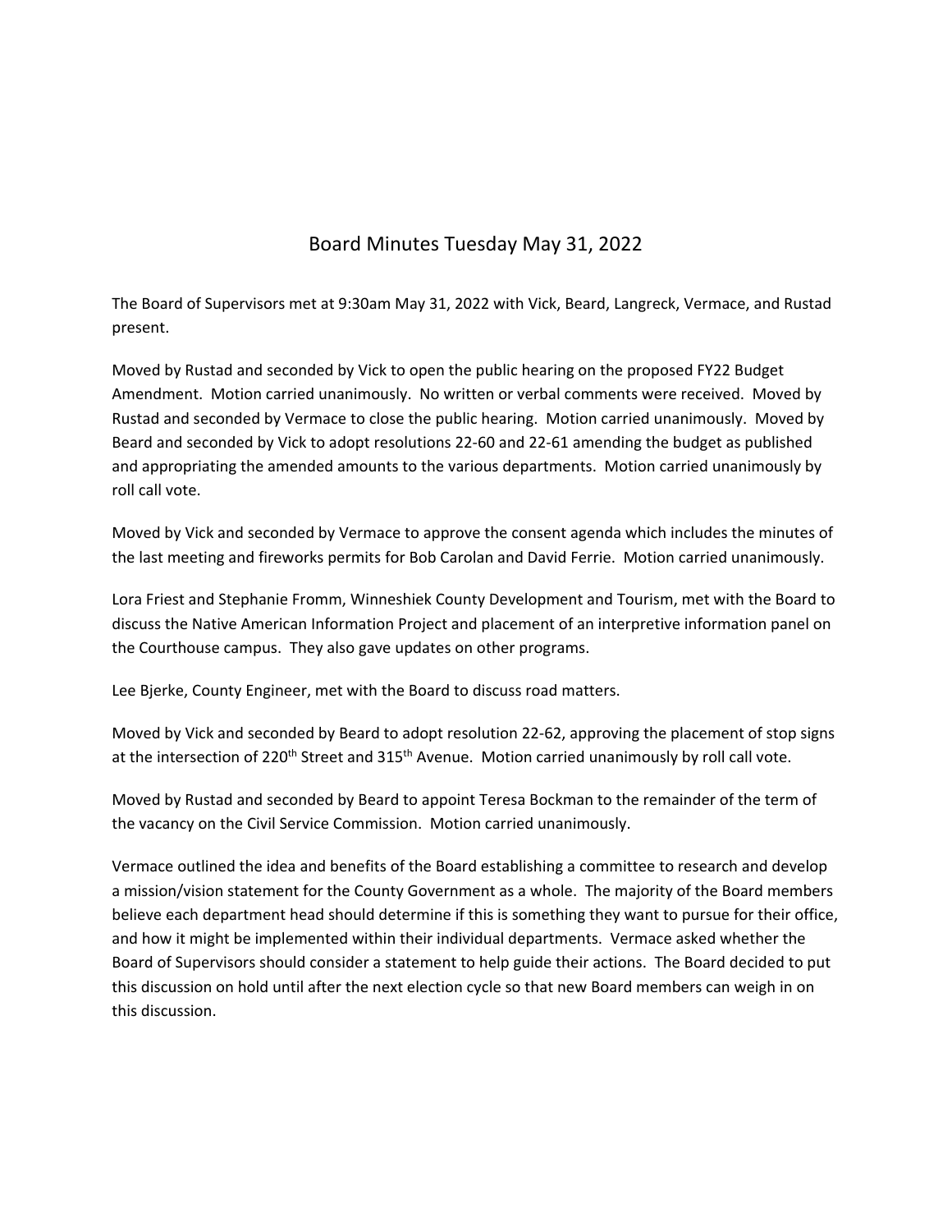# Board Minutes Tuesday May 31, 2022

The Board of Supervisors met at 9:30am May 31, 2022 with Vick, Beard, Langreck, Vermace, and Rustad present.

Moved by Rustad and seconded by Vick to open the public hearing on the proposed FY22 Budget Amendment. Motion carried unanimously. No written or verbal comments were received. Moved by Rustad and seconded by Vermace to close the public hearing. Motion carried unanimously. Moved by Beard and seconded by Vick to adopt resolutions 22-60 and 22-61 amending the budget as published and appropriating the amended amounts to the various departments. Motion carried unanimously by roll call vote.

Moved by Vick and seconded by Vermace to approve the consent agenda which includes the minutes of the last meeting and fireworks permits for Bob Carolan and David Ferrie. Motion carried unanimously.

Lora Friest and Stephanie Fromm, Winneshiek County Development and Tourism, met with the Board to discuss the Native American Information Project and placement of an interpretive information panel on the Courthouse campus. They also gave updates on other programs.

Lee Bjerke, County Engineer, met with the Board to discuss road matters.

Moved by Vick and seconded by Beard to adopt resolution 22-62, approving the placement of stop signs at the intersection of 220th Street and 315th Avenue. Motion carried unanimously by roll call vote.

Moved by Rustad and seconded by Beard to appoint Teresa Bockman to the remainder of the term of the vacancy on the Civil Service Commission. Motion carried unanimously.

Vermace outlined the idea and benefits of the Board establishing a committee to research and develop a mission/vision statement for the County Government as a whole. The majority of the Board members believe each department head should determine if this is something they want to pursue for their office, and how it might be implemented within their individual departments. Vermace asked whether the Board of Supervisors should consider a statement to help guide their actions. The Board decided to put this discussion on hold until after the next election cycle so that new Board members can weigh in on this discussion.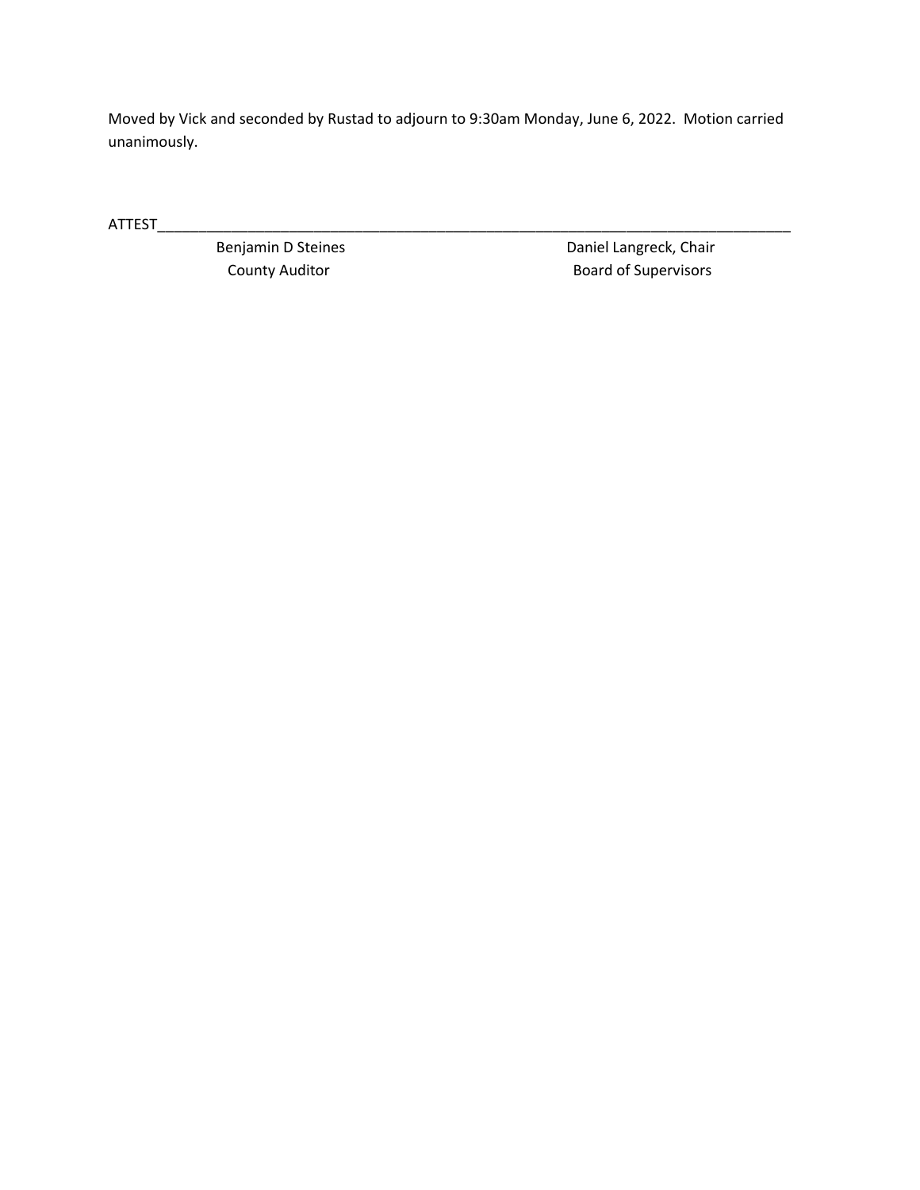Moved by Vick and seconded by Rustad to adjourn to 9:30am Monday, June 6, 2022. Motion carried unanimously.

ATTEST_________________________________________________________________________________

| | |
|---|---|
| Benjamin D Steines | Daniel Langreck, Chair |
| County Auditor | Board of Supervisors |